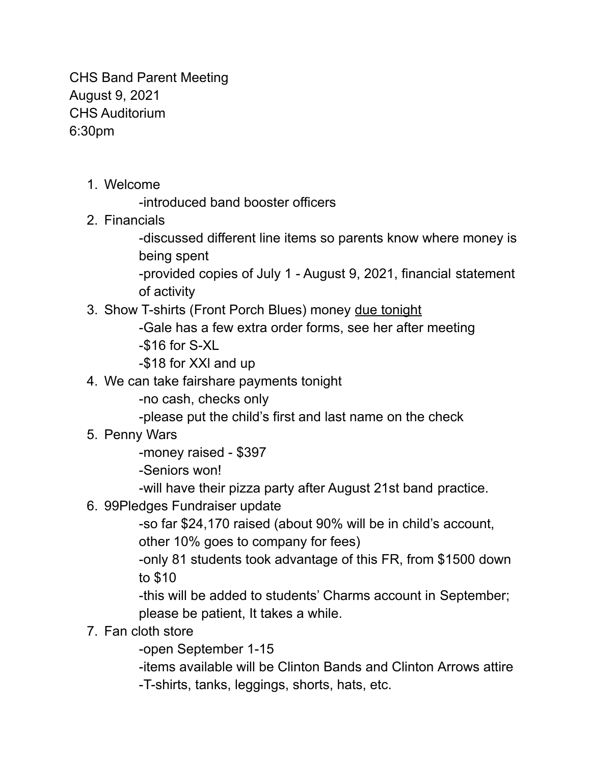CHS Band Parent Meeting
August 9, 2021
CHS Auditorium
6:30pm

1. Welcome
   - introduced band booster officers
2. Financials
   - discussed different line items so parents know where money is being spent
   - provided copies of July 1 - August 9, 2021, financial statement of activity
3. Show T-shirts (Front Porch Blues) money <u>due tonight</u>
   - Gale has a few extra order forms, see her after meeting
   - $16 for S-XL
   - $18 for XXl and up
4. We can take fairshare payments tonight
   - no cash, checks only
   - please put the child's first and last name on the check
5. Penny Wars
   - money raised - $397
   - Seniors won!
   - will have their pizza party after August 21st band practice.
6. 99Pledges Fundraiser update
   - so far $24,170 raised (about 90% will be in child's account, other 10% goes to company for fees)
   - only 81 students took advantage of this FR, from $1500 down to $10
   - this will be added to students' Charms account in September; please be patient, It takes a while.
7. Fan cloth store
   - open September 1-15
   - items available will be Clinton Bands and Clinton Arrows attire
   - T-shirts, tanks, leggings, shorts, hats, etc.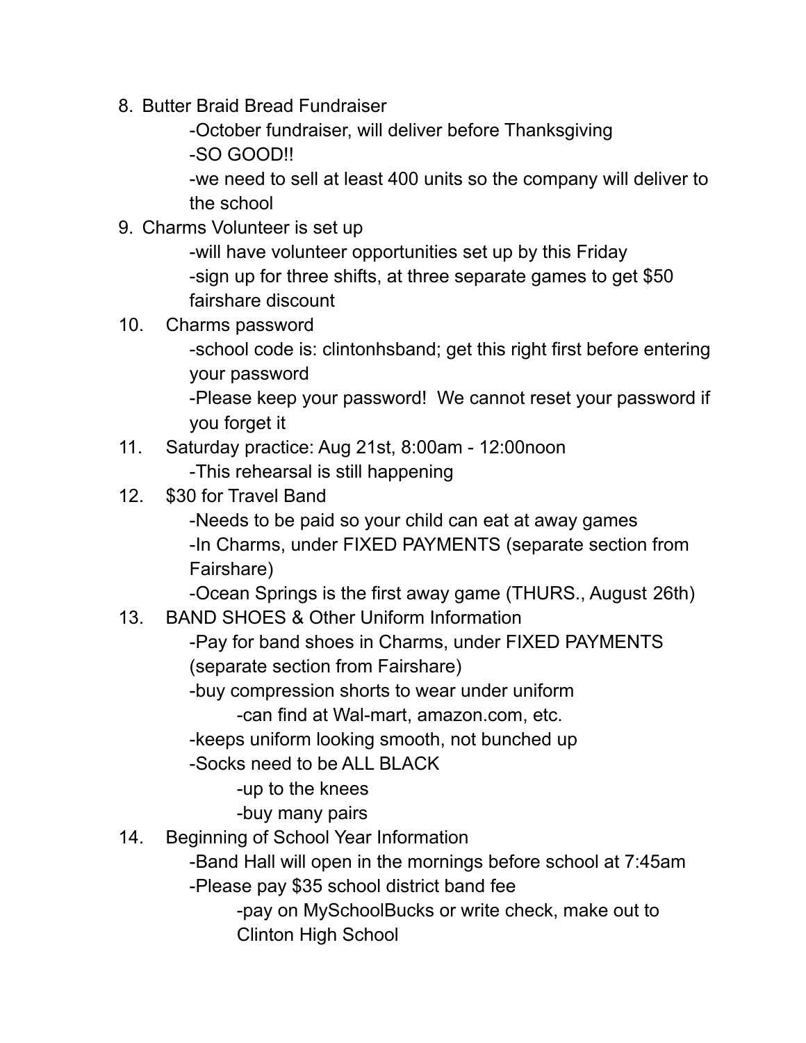8. Butter Braid Bread Fundraiser
    - -October fundraiser, will deliver before Thanksgiving
    - -SO GOOD!!
    - -we need to sell at least 400 units so the company will deliver to the school
9. Charms Volunteer is set up
    - -will have volunteer opportunities set up by this Friday
    - -sign up for three shifts, at three separate games to get $50 fairshare discount
10. Charms password
    - -school code is: clintonhsband; get this right first before entering your password
    - -Please keep your password! We cannot reset your password if you forget it
11. Saturday practice: Aug 21st, 8:00am - 12:00noon
    - -This rehearsal is still happening
12. $30 for Travel Band
    - -Needs to be paid so your child can eat at away games
    - -In Charms, under FIXED PAYMENTS (separate section from Fairshare)
    - -Ocean Springs is the first away game (THURS., August 26th)
13. BAND SHOES & Other Uniform Information
    - -Pay for band shoes in Charms, under FIXED PAYMENTS (separate section from Fairshare)
    - -buy compression shorts to wear under uniform
        - -can find at Wal-mart, amazon.com, etc.
    - -keeps uniform looking smooth, not bunched up
    - -Socks need to be ALL BLACK
        - -up to the knees
        - -buy many pairs
14. Beginning of School Year Information
    - -Band Hall will open in the mornings before school at 7:45am
    - -Please pay $35 school district band fee
        - -pay on MySchoolBucks or write check, make out to Clinton High School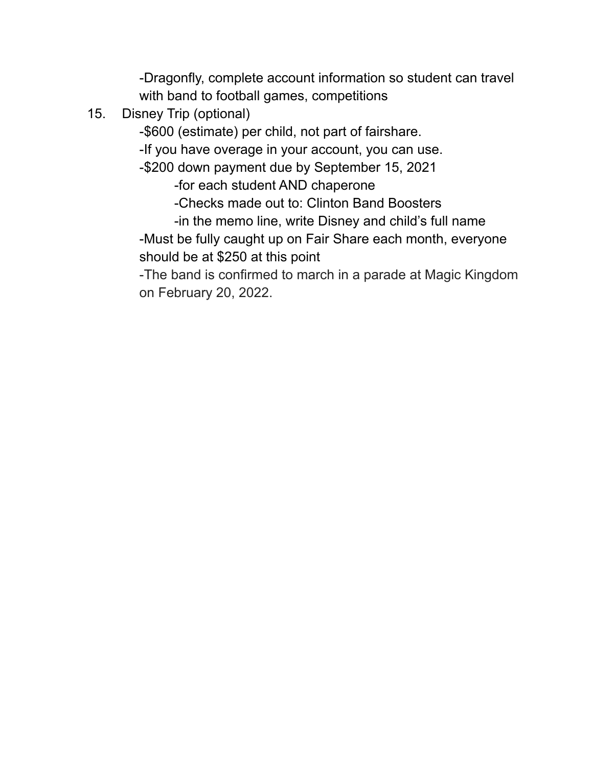-Dragonfly, complete account information so student can travel with band to football games, competitions

15. Disney Trip (optional)
    - -$600 (estimate) per child, not part of fairshare.
    - -If you have overage in your account, you can use.
    - -$200 down payment due by September 15, 2021
        - -for each student AND chaperone
        - -Checks made out to: Clinton Band Boosters
        - -in the memo line, write Disney and child's full name
    - -Must be fully caught up on Fair Share each month, everyone should be at $250 at this point
    - -The band is confirmed to march in a parade at Magic Kingdom on February 20, 2022.